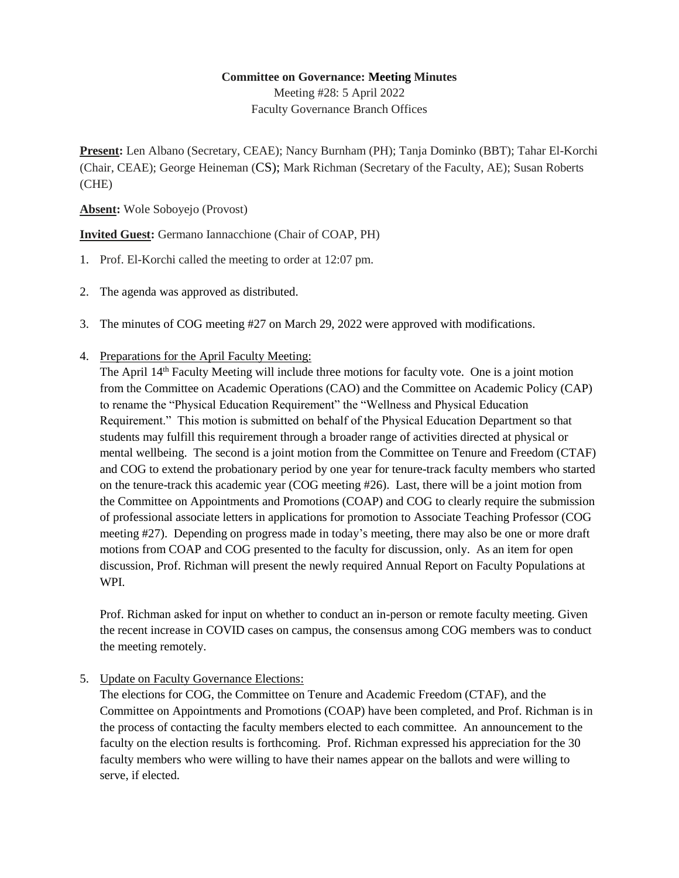**Committee on Governance: Meeting Minutes**

Meeting #28: 5 April 2022

Faculty Governance Branch Offices

**Present:** Len Albano (Secretary, CEAE); Nancy Burnham (PH); Tanja Dominko (BBT); Tahar El-Korchi (Chair, CEAE); George Heineman (CS); Mark Richman (Secretary of the Faculty, AE); Susan Roberts (CHE)

**Absent:** Wole Soboyejo (Provost)

**Invited Guest:** Germano Iannacchione (Chair of COAP, PH)

1. Prof. El-Korchi called the meeting to order at 12:07 pm.

2. The agenda was approved as distributed.

3. The minutes of COG meeting #27 on March 29, 2022 were approved with modifications.

4. Preparations for the April Faculty Meeting:

   The April 14th Faculty Meeting will include three motions for faculty vote. One is a joint motion from the Committee on Academic Operations (CAO) and the Committee on Academic Policy (CAP) to rename the "Physical Education Requirement" the "Wellness and Physical Education Requirement." This motion is submitted on behalf of the Physical Education Department so that students may fulfill this requirement through a broader range of activities directed at physical or mental wellbeing. The second is a joint motion from the Committee on Tenure and Freedom (CTAF) and COG to extend the probationary period by one year for tenure-track faculty members who started on the tenure-track this academic year (COG meeting #26). Last, there will be a joint motion from the Committee on Appointments and Promotions (COAP) and COG to clearly require the submission of professional associate letters in applications for promotion to Associate Teaching Professor (COG meeting #27). Depending on progress made in today's meeting, there may also be one or more draft motions from COAP and COG presented to the faculty for discussion, only. As an item for open discussion, Prof. Richman will present the newly required Annual Report on Faculty Populations at WPI.

   Prof. Richman asked for input on whether to conduct an in-person or remote faculty meeting. Given the recent increase in COVID cases on campus, the consensus among COG members was to conduct the meeting remotely.

5. Update on Faculty Governance Elections:

   The elections for COG, the Committee on Tenure and Academic Freedom (CTAF), and the Committee on Appointments and Promotions (COAP) have been completed, and Prof. Richman is in the process of contacting the faculty members elected to each committee. An announcement to the faculty on the election results is forthcoming. Prof. Richman expressed his appreciation for the 30 faculty members who were willing to have their names appear on the ballots and were willing to serve, if elected.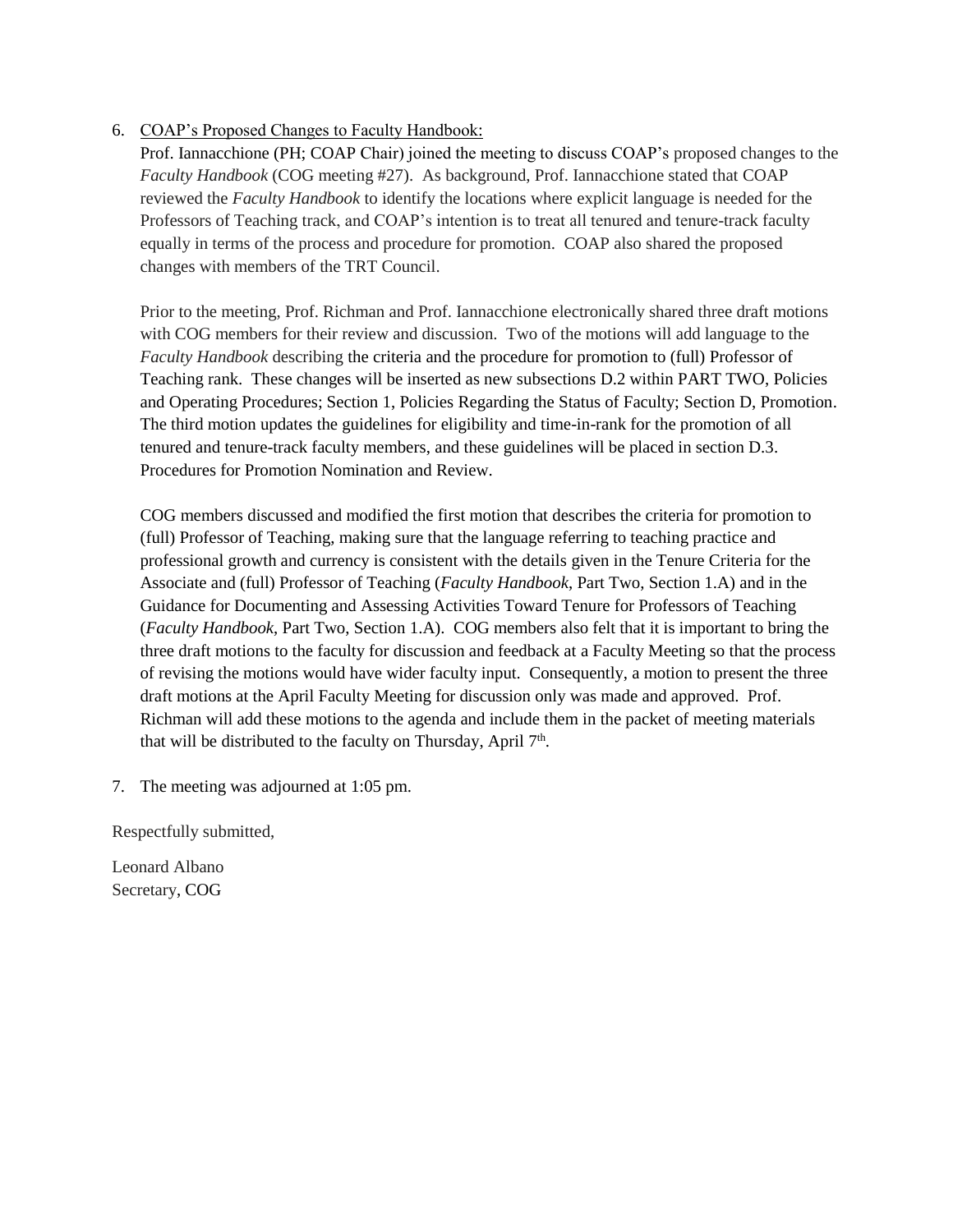6. COAP's Proposed Changes to Faculty Handbook:
   Prof. Iannacchione (PH; COAP Chair) joined the meeting to discuss COAP's proposed changes to the *Faculty Handbook* (COG meeting #27). As background, Prof. Iannacchione stated that COAP reviewed the *Faculty Handbook* to identify the locations where explicit language is needed for the Professors of Teaching track, and COAP's intention is to treat all tenured and tenure-track faculty equally in terms of the process and procedure for promotion. COAP also shared the proposed changes with members of the TRT Council.

   Prior to the meeting, Prof. Richman and Prof. Iannacchione electronically shared three draft motions with COG members for their review and discussion. Two of the motions will add language to the *Faculty Handbook* describing the criteria and the procedure for promotion to (full) Professor of Teaching rank. These changes will be inserted as new subsections D.2 within PART TWO, Policies and Operating Procedures; Section 1, Policies Regarding the Status of Faculty; Section D, Promotion. The third motion updates the guidelines for eligibility and time-in-rank for the promotion of all tenured and tenure-track faculty members, and these guidelines will be placed in section D.3. Procedures for Promotion Nomination and Review.

   COG members discussed and modified the first motion that describes the criteria for promotion to (full) Professor of Teaching, making sure that the language referring to teaching practice and professional growth and currency is consistent with the details given in the Tenure Criteria for the Associate and (full) Professor of Teaching (*Faculty Handbook*, Part Two, Section 1.A) and in the Guidance for Documenting and Assessing Activities Toward Tenure for Professors of Teaching (*Faculty Handbook*, Part Two, Section 1.A). COG members also felt that it is important to bring the three draft motions to the faculty for discussion and feedback at a Faculty Meeting so that the process of revising the motions would have wider faculty input. Consequently, a motion to present the three draft motions at the April Faculty Meeting for discussion only was made and approved. Prof. Richman will add these motions to the agenda and include them in the packet of meeting materials that will be distributed to the faculty on Thursday, April 7th.

7. The meeting was adjourned at 1:05 pm.

Respectfully submitted,

Leonard Albano
Secretary, COG